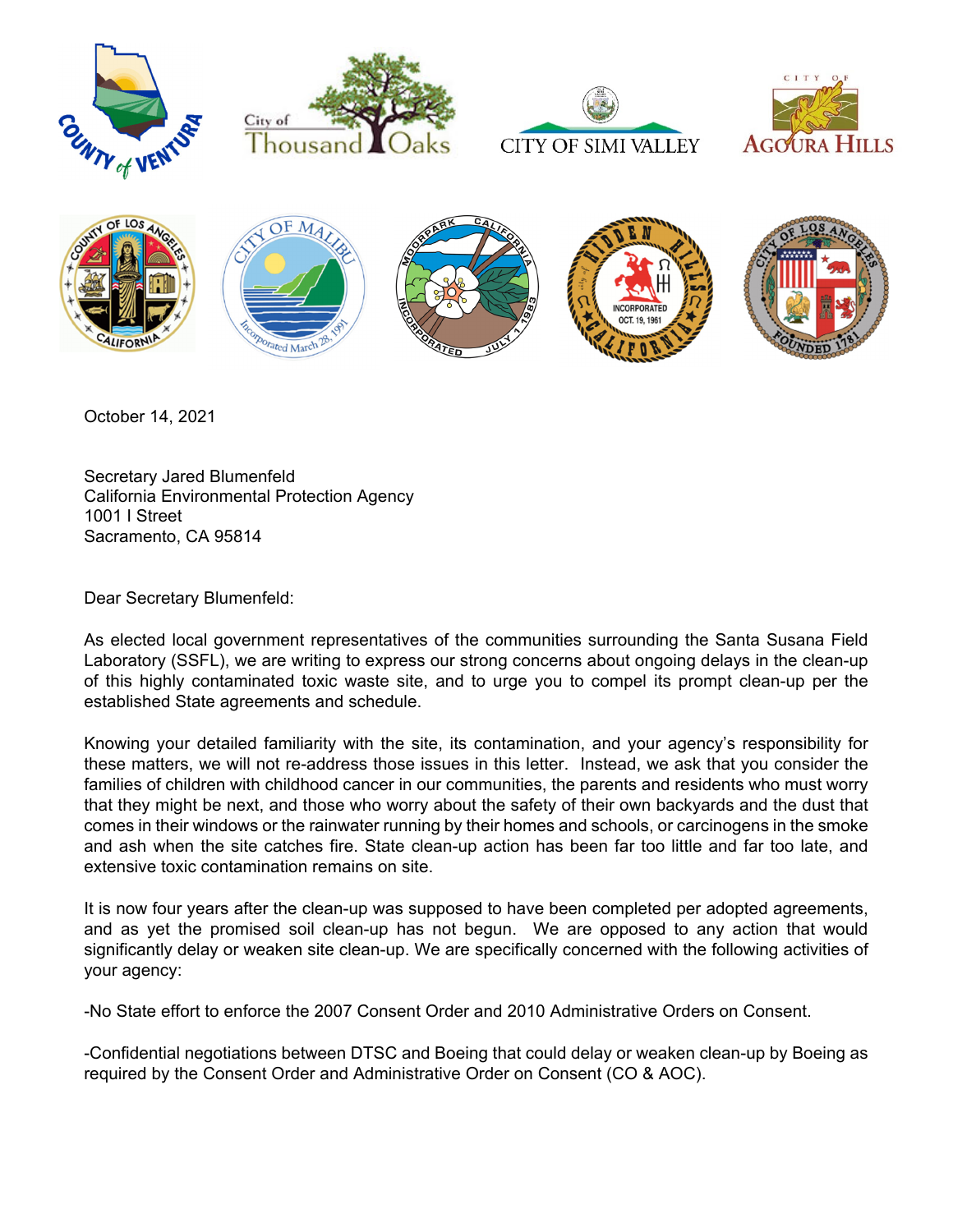October 14, 2021

Secretary Jared Blumenfeld
California Environmental Protection Agency
1001 I Street
Sacramento, CA 95814

Dear Secretary Blumenfeld:

As elected local government representatives of the communities surrounding the Santa Susana Field Laboratory (SSFL), we are writing to express our strong concerns about ongoing delays in the clean-up of this highly contaminated toxic waste site, and to urge you to compel its prompt clean-up per the established State agreements and schedule.

Knowing your detailed familiarity with the site, its contamination, and your agency's responsibility for these matters, we will not re-address those issues in this letter. Instead, we ask that you consider the families of children with childhood cancer in our communities, the parents and residents who must worry that they might be next, and those who worry about the safety of their own backyards and the dust that comes in their windows or the rainwater running by their homes and schools, or carcinogens in the smoke and ash when the site catches fire. State clean-up action has been far too little and far too late, and extensive toxic contamination remains on site.

It is now four years after the clean-up was supposed to have been completed per adopted agreements, and as yet the promised soil clean-up has not begun. We are opposed to any action that would significantly delay or weaken site clean-up. We are specifically concerned with the following activities of your agency:

-No State effort to enforce the 2007 Consent Order and 2010 Administrative Orders on Consent.

-Confidential negotiations between DTSC and Boeing that could delay or weaken clean-up by Boeing as required by the Consent Order and Administrative Order on Consent (CO & AOC).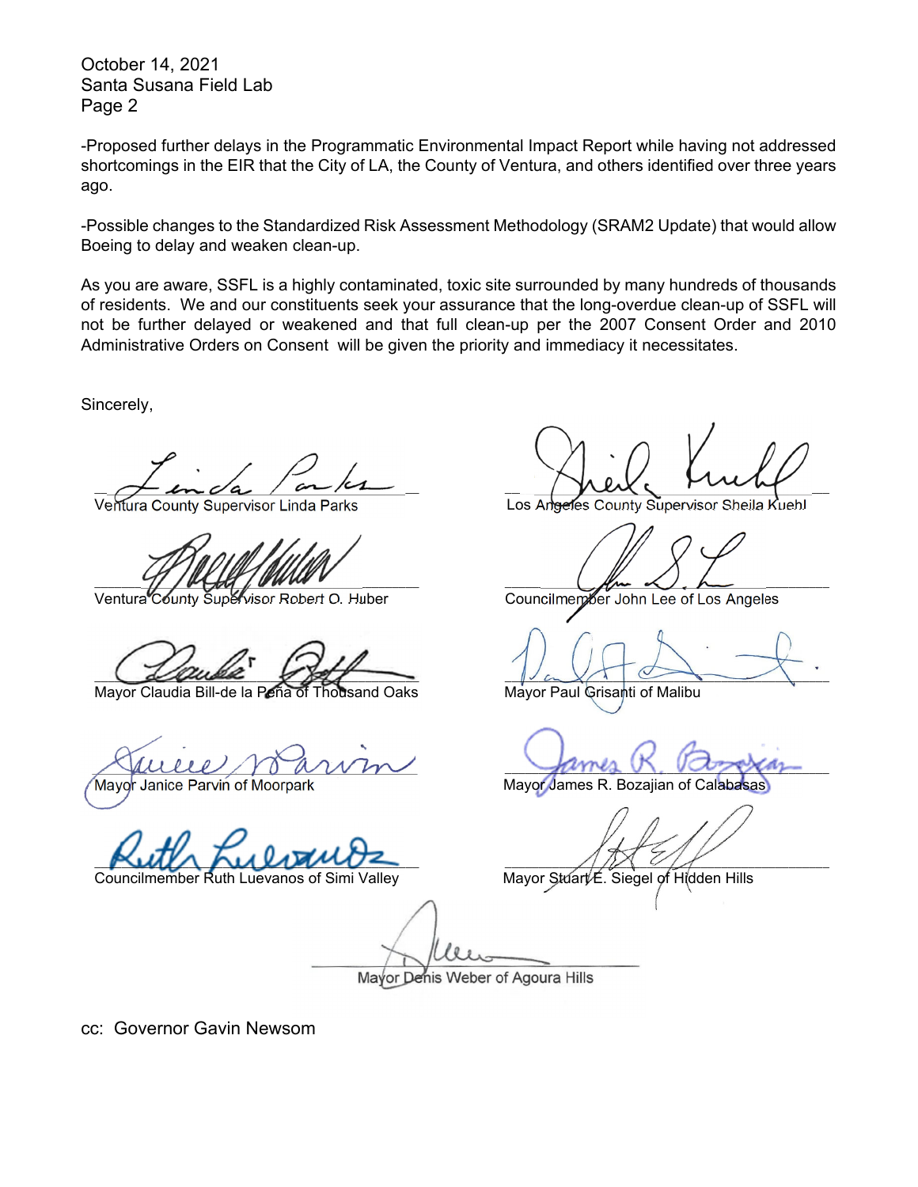-Proposed further delays in the Programmatic Environmental Impact Report while having not addressed shortcomings in the EIR that the City of LA, the County of Ventura, and others identified over three years ago.

-Possible changes to the Standardized Risk Assessment Methodology (SRAM2 Update) that would allow Boeing to delay and weaken clean-up.

As you are aware, SSFL is a highly contaminated, toxic site surrounded by many hundreds of thousands of residents. We and our constituents seek your assurance that the long-overdue clean-up of SSFL will not be further delayed or weakened and that full clean-up per the 2007 Consent Order and 2010 Administrative Orders on Consent will be given the priority and immediacy it necessitates.

Sincerely,

Ventura County Supervisor Linda Parks

Los Angeles County Supervisor Sheila Kuehl

Ventura County Supervisor Robert O. Huber

Councilmember John Lee of Los Angeles

Mayor Claudia Bill-de la Peña of Thousand Oaks

Mayor Paul Grisanti of Malibu

Mayor Janice Parvin of Moorpark

Mayor James R. Bozajian of Calabasas

Councilmember Ruth Luevanos of Simi Valley

Mayor Stuart E. Siegel of Hidden Hills

Mayor Denis Weber of Agoura Hills

cc: Governor Gavin Newsom